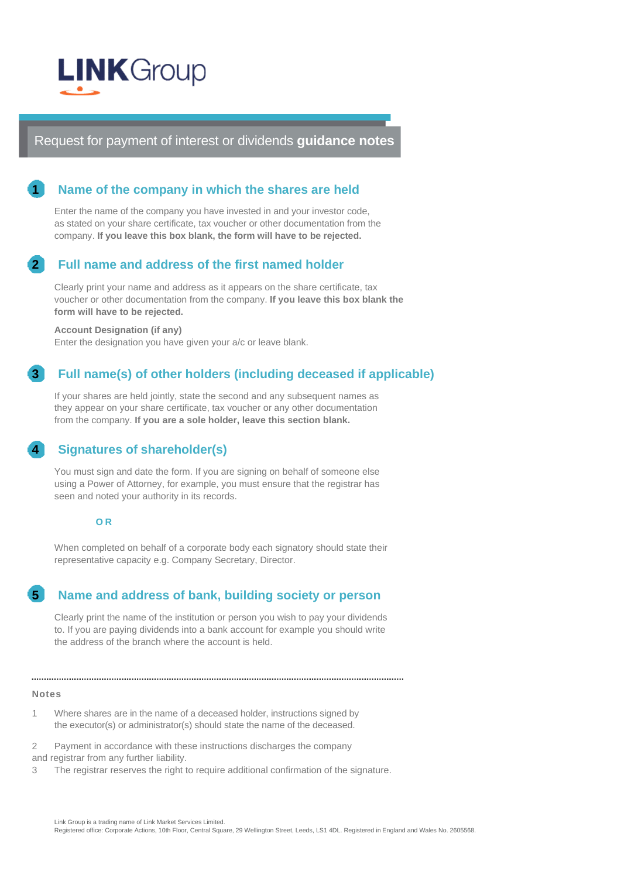LINKGroup

# Request for payment of interest or dividends **guidance notes**

## 1 Name of the company in which the shares are held

Enter the name of the company you have invested in and your investor code, as stated on your share certificate, tax voucher or other documentation from the company. **If you leave this box blank, the form will have to be rejected.**

## 2 Full name and address of the first named holder

Clearly print your name and address as it appears on the share certificate, tax voucher or other documentation from the company. **If you leave this box blank the form will have to be rejected.**

**Account Designation (if any)**
Enter the designation you have given your a/c or leave blank.

## 3 Full name(s) of other holders (including deceased if applicable)

If your shares are held jointly, state the second and any subsequent names as they appear on your share certificate, tax voucher or any other documentation from the company. **If you are a sole holder, leave this section blank.**

## 4 Signatures of shareholder(s)

You must sign and date the form. If you are signing on behalf of someone else using a Power of Attorney, for example, you must ensure that the registrar has seen and noted your authority in its records.

**OR**

When completed on behalf of a corporate body each signatory should state their representative capacity e.g. Company Secretary, Director.

## 5 Name and address of bank, building society or person

Clearly print the name of the institution or person you wish to pay your dividends to. If you are paying dividends into a bank account for example you should write the address of the branch where the account is held.

---

**Notes**

1. Where shares are in the name of a deceased holder, instructions signed by the executor(s) or administrator(s) should state the name of the deceased.
2. Payment in accordance with these instructions discharges the company and registrar from any further liability.
3. The registrar reserves the right to require additional confirmation of the signature.

Link Group is a trading name of Link Market Services Limited.
Registered office: Corporate Actions, 10th Floor, Central Square, 29 Wellington Street, Leeds, LS1 4DL. Registered in England and Wales No. 2605568.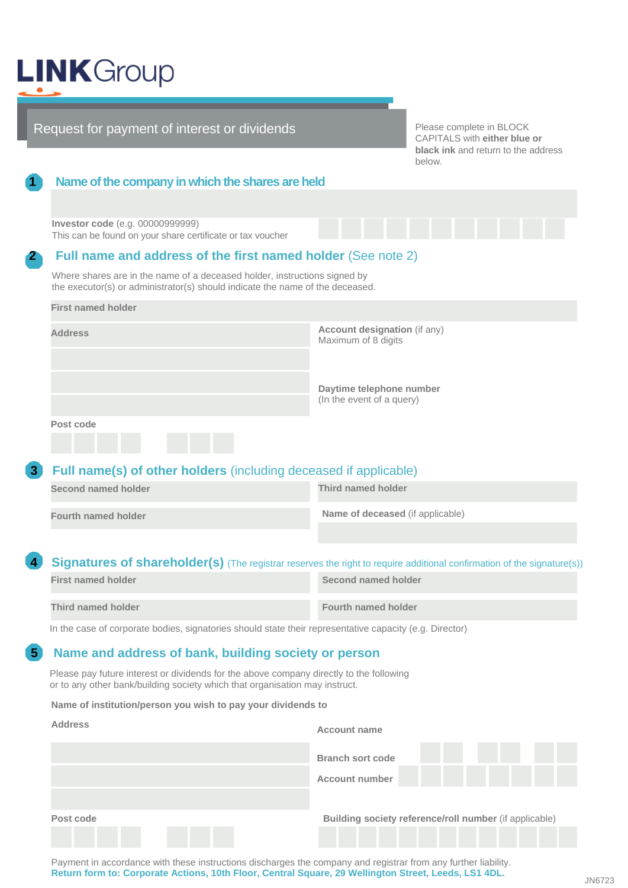LINKGroup

# Request for payment of interest or dividends

Please complete in BLOCK CAPITALS with **either blue or black ink** and return to the address below.

## 1 Name of the company in which the shares are held

**Investor code** (e.g. 00000999999)
This can be found on your share certificate or tax voucher

## 2 Full name and address of the first named holder (See note 2)

Where shares are in the name of a deceased holder, instructions signed by the executor(s) or administrator(s) should indicate the name of the deceased.

**First named holder**

**Address**

**Account designation** (if any)
Maximum of 8 digits

**Daytime telephone number**
(In the event of a query)

**Post code**

## 3 Full name(s) of other holders (including deceased if applicable)

**Second named holder**

**Third named holder**

**Fourth named holder**

**Name of deceased** (if applicable)

## 4 Signatures of shareholder(s) (The registrar reserves the right to require additional confirmation of the signature(s))

**First named holder**

**Second named holder**

**Third named holder**

**Fourth named holder**

In the case of corporate bodies, signatories should state their representative capacity (e.g. Director)

## 5 Name and address of bank, building society or person

Please pay future interest or dividends for the above company directly to the following or to any other bank/building society which that organisation may instruct.

**Name of institution/person you wish to pay your dividends to**

**Address**

**Account name**

**Branch sort code**

**Account number**

**Post code**

**Building society reference/roll number** (if applicable)

Payment in accordance with these instructions discharges the company and registrar from any further liability.
**Return form to: Corporate Actions, 10th Floor, Central Square, 29 Wellington Street, Leeds, LS1 4DL.**

JN6723